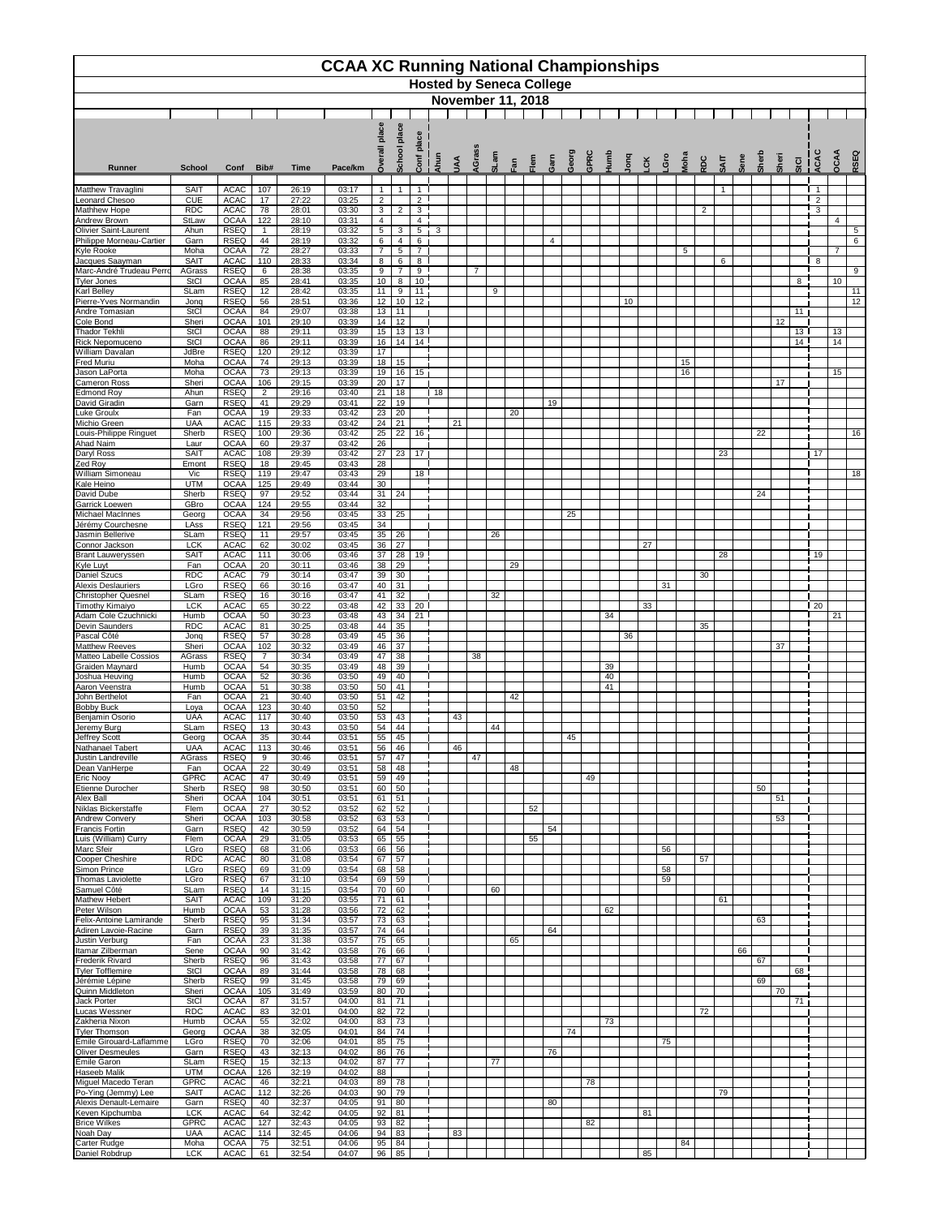# CCAA XC Running National Championships

## Hosted by Seneca College

### November 11, 2018

| Runner | School | Conf | Bib# | Time | Pace/km | Overall place | School place | Conf place | Ahun | UAA | AGrass | SLam | Fan | Flem | Garn | Georg | GPRC | Humb | Jonq | LCK | LGro | Moha | RDC | SAIT | Sene | Sherb | Sheri | StCl | ACAC | OCAA | RSEQ |
|---|---|---|---|---|---|---|---|---|---|---|---|---|---|---|---|---|---|---|---|---|---|---|---|---|---|---|---|---|---|---|---|
| Matthew Travaglini | SAIT | ACAC | 107 | 26:19 | 03:17 | 1 | 1 | 1 | | | | | | | | | | | | | | | | 1 | | | | | 1 | | |
| Leonard Chesoo | CUE | ACAC | 17 | 27:22 | 03:25 | 2 | | 2 | | | | | | | | | | | | | | | | | | | | | 2 | | |
| Mathhew Hope | RDC | ACAC | 78 | 28:01 | 03:30 | 3 | 2 | 3 | | | | | | | | | | | | | | | 2 | | | | | | 3 | | |
| Andrew Brown | StLaw | OCAA | 122 | 28:10 | 03:31 | 4 | | 4 | | | | | | | | | | | | | | | | | | | | | | 4 | |
| Olivier Saint-Laurent | Ahun | RSEQ | 1 | 28:19 | 03:32 | 5 | 3 | 5 | 3 | | | | | | | | | | | | | | | | | | | | | | 5 |
| Philippe Morneau-Cartier | Garn | RSEQ | 44 | 28:19 | 03:32 | 6 | 4 | 6 | | | | | | | 4 | | | | | | | | | | | | | | | | 6 |
| Kyle Rooke | Moha | OCAA | 72 | 28:27 | 03:33 | 7 | 5 | 7 | | | | | | | | | | | | | | 5 | | | | | | | | 7 | |
| Jacques Saayman | SAIT | ACAC | 110 | 28:33 | 03:34 | 8 | 6 | 8 | | | | | | | | | | | | | | | | 6 | | | | | 8 | | |
| Marc-André Trudeau Perro | AGrass | RSEQ | 6 | 28:38 | 03:35 | 9 | 7 | 9 | | | 7 | | | | | | | | | | | | | | | | | | | | 9 |
| Tyler Jones | StCl | OCAA | 85 | 28:41 | 03:35 | 10 | 8 | 10 | | | | | | | | | | | | | | | | | | | | 8 | | 10 | |
| Karl Belley | SLam | RSEQ | 12 | 28:42 | 03:35 | 11 | 9 | 11 | | | | 9 | | | | | | | | | | | | | | | | | | | 11 |
| Pierre-Yves Normandin | Jonq | RSEQ | 56 | 28:51 | 03:36 | 12 | 10 | 12 | | | | | | | | | | | 10 | | | | | | | | | | | | 12 |
| Andre Tomasian | StCl | OCAA | 84 | 29:07 | 03:38 | 13 | 11 | | | | | | | | | | | | | | | | | | | | | 11 | | | |
| Cole Bond | Sheri | OCAA | 101 | 29:10 | 03:39 | 14 | 12 | | | | | | | | | | | | | | | | | | | | 12 | | | | |
| Thador Tekhli | StCl | OCAA | 88 | 29:11 | 03:39 | 15 | 13 | 13 | | | | | | | | | | | | | | | | | | | | 13 | | 13 | |
| Rick Nepomuceno | StCl | OCAA | 86 | 29:11 | 03:39 | 16 | 14 | 14 | | | | | | | | | | | | | | | | | | | | 14 | | 14 | |
| William Davalan | JdBre | RSEQ | 120 | 29:12 | 03:39 | 17 | | | | | | | | | | | | | | | | | | | | | | | | | |
| Fred Muriu | Moha | OCAA | 74 | 29:13 | 03:39 | 18 | 15 | | | | | | | | | | | | | | | 15 | | | | | | | | | |
| Jason LaPorta | Moha | OCAA | 73 | 29:13 | 03:39 | 19 | 16 | 15 | | | | | | | | | | | | | | 16 | | | | | | | | 15 | |
| Cameron Ross | Sheri | OCAA | 106 | 29:15 | 03:39 | 20 | 17 | | | | | | | | | | | | | | | | | | | | 17 | | | | |
| Edmond Roy | Ahun | RSEQ | 2 | 29:16 | 03:40 | 21 | 18 | | 18 | | | | | | | | | | | | | | | | | | | | | | |
| David Giradin | Garn | RSEQ | 41 | 29:29 | 03:41 | 22 | 19 | | | | | | | | 19 | | | | | | | | | | | | | | | | |
| Luke Groulx | Fan | OCAA | 19 | 29:33 | 03:42 | 23 | 20 | | | | | | 20 | | | | | | | | | | | | | | | | | | |
| Michio Green | UAA | ACAC | 115 | 29:33 | 03:42 | 24 | 21 | | | 21 | | | | | | | | | | | | | | | | | | | | | |
| Louis-Philippe Ringuet | Sherb | RSEQ | 100 | 29:36 | 03:42 | 25 | 22 | 16 | | | | | | | | | | | | | | | | | | 22 | | | | | 16 |
| Ahad Naim | Laur | OCAA | 60 | 29:37 | 03:42 | 26 | | | | | | | | | | | | | | | | | | | | | | | | | |
| Daryl Ross | SAIT | ACAC | 108 | 29:39 | 03:42 | 27 | 23 | 17 | | | | | | | | | | | | | | | | 23 | | | | | 17 | | |
| Zed Roy | Emont | RSEQ | 18 | 29:45 | 03:43 | 28 | | | | | | | | | | | | | | | | | | | | | | | | | |
| William Simoneau | Vic | RSEQ | 119 | 29:47 | 03:43 | 29 | | 18 | | | | | | | | | | | | | | | | | | | | | | | 18 |
| Kale Heino | UTM | OCAA | 125 | 29:49 | 03:44 | 30 | | | | | | | | | | | | | | | | | | | | | | | | | |
| David Dube | Sherb | RSEQ | 97 | 29:52 | 03:44 | 31 | 24 | | | | | | | | | | | | | | | | | | | 24 | | | | | |
| Garrick Loewen | GBro | OCAA | 124 | 29:55 | 03:44 | 32 | | | | | | | | | | | | | | | | | | | | | | | | | |
| Michael MacInnes | Georg | OCAA | 34 | 29:56 | 03:45 | 33 | 25 | | | | | | | | | 25 | | | | | | | | | | | | | | | |
| Jérémy Courchesne | LAss | RSEQ | 121 | 29:56 | 03:45 | 34 | | | | | | | | | | | | | | | | | | | | | | | | | |
| Jasmin Bellerive | SLam | RSEQ | 11 | 29:57 | 03:45 | 35 | 26 | | | | | 26 | | | | | | | | | | | | | | | | | | | |
| Connor Jackson | LCK | ACAC | 62 | 30:02 | 03:45 | 36 | 27 | | | | | | | | | | | | | 27 | | | | | | | | | | | |
| Brant Lauweryssen | SAIT | ACAC | 111 | 30:06 | 03:46 | 37 | 28 | 19 | | | | | | | | | | | | | | | | 28 | | | | | 19 | | |
| Kyle Luyt | Fan | OCAA | 20 | 30:11 | 03:46 | 38 | 29 | | | | | | 29 | | | | | | | | | | | | | | | | | | |
| Daniel Szucs | RDC | ACAC | 79 | 30:14 | 03:47 | 39 | 30 | | | | | | | | | | | | | | | | 30 | | | | | | | | |
| Alexis Deslauriers | LGro | RSEQ | 66 | 30:16 | 03:47 | 40 | 31 | | | | | | | | | | | | | | 31 | | | | | | | | | | |
| Christopher Quesnel | SLam | RSEQ | 16 | 30:16 | 03:47 | 41 | 32 | | | | | 32 | | | | | | | | | | | | | | | | | | | |
| Timothy Kimaiyo | LCK | ACAC | 65 | 30:22 | 03:48 | 42 | 33 | 20 | | | | | | | | | | | | 33 | | | | | | | | | 20 | | |
| Adam Cole Czuchnicki | Humb | OCAA | 50 | 30:23 | 03:48 | 43 | 34 | 21 | | | | | | | | | | 34 | | | | | | | | | | | | 21 | |
| Devin Saunders | RDC | ACAC | 81 | 30:25 | 03:48 | 44 | 35 | | | | | | | | | | | | | | | | 35 | | | | | | | | |
| Pascal Côté | Jonq | RSEQ | 57 | 30:28 | 03:49 | 45 | 36 | | | | | | | | | | | | 36 | | | | | | | | | | | | |
| Matthew Reeves | Sheri | OCAA | 102 | 30:32 | 03:49 | 46 | 37 | | | | | | | | | | | | | | | | | | | | 37 | | | | |
| Matteo Labelle Cossios | AGrass | RSEQ | 7 | 30:34 | 03:49 | 47 | 38 | | | | 38 | | | | | | | | | | | | | | | | | | | | |
| Graiden Maynard | Humb | OCAA | 54 | 30:35 | 03:49 | 48 | 39 | | | | | | | | | | | 39 | | | | | | | | | | | | | |
| Joshua Heuving | Humb | OCAA | 52 | 30:36 | 03:50 | 49 | 40 | | | | | | | | | | | 40 | | | | | | | | | | | | | |
| Aaron Veenstra | Humb | OCAA | 51 | 30:38 | 03:50 | 50 | 41 | | | | | | | | | | | 41 | | | | | | | | | | | | | |
| John Berthelot | Fan | OCAA | 21 | 30:40 | 03:50 | 51 | 42 | | | | | | 42 | | | | | | | | | | | | | | | | | | |
| Bobby Buck | Loya | OCAA | 123 | 30:40 | 03:50 | 52 | | | | | | | | | | | | | | | | | | | | | | | | | |
| Benjamin Osorio | UAA | ACAC | 117 | 30:40 | 03:50 | 53 | 43 | | | 43 | | | | | | | | | | | | | | | | | | | | | |
| Jeremy Burg | SLam | RSEQ | 13 | 30:43 | 03:50 | 54 | 44 | | | | | 44 | | | | | | | | | | | | | | | | | | | |
| Jeffrey Scott | Georg | OCAA | 35 | 30:44 | 03:51 | 55 | 45 | | | | | | | | | 45 | | | | | | | | | | | | | | | |
| Nathanael Tabert | UAA | ACAC | 113 | 30:46 | 03:51 | 56 | 46 | | | 46 | | | | | | | | | | | | | | | | | | | | | |
| Justin Landreville | AGrass | RSEQ | 9 | 30:46 | 03:51 | 57 | 47 | | | | 47 | | | | | | | | | | | | | | | | | | | | |
| Dean VanHerpe | Fan | OCAA | 22 | 30:49 | 03:51 | 58 | 48 | | | | | | 48 | | | | | | | | | | | | | | | | | | |
| Eric Nooy | GPRC | ACAC | 47 | 30:49 | 03:51 | 59 | 49 | | | | | | | | | | 49 | | | | | | | | | | | | | | |
| Etienne Durocher | Sherb | RSEQ | 98 | 30:50 | 03:51 | 60 | 50 | | | | | | | | | | | | | | | | | | | 50 | | | | | |
| Alex Ball | Sheri | OCAA | 104 | 30:51 | 03:51 | 61 | 51 | | | | | | | | | | | | | | | | | | | | 51 | | | | |
| Niklas Bickerstaffe | Flem | OCAA | 27 | 30:52 | 03:52 | 62 | 52 | | | | | | | 52 | | | | | | | | | | | | | | | | | |
| Andrew Convery | Sheri | OCAA | 103 | 30:58 | 03:52 | 63 | 53 | | | | | | | | | | | | | | | | | | | | 53 | | | | |
| Francis Fortin | Garn | RSEQ | 42 | 30:59 | 03:52 | 64 | 54 | | | | | | | | 54 | | | | | | | | | | | | | | | | |
| Luis (William) Curry | Flem | OCAA | 29 | 31:05 | 03:53 | 65 | 55 | | | | | | | 55 | | | | | | | | | | | | | | | | | |
| Marc Sfeir | LGro | RSEQ | 68 | 31:06 | 03:53 | 66 | 56 | | | | | | | | | | | | | | 56 | | | | | | | | | | |
| Cooper Cheshire | RDC | ACAC | 80 | 31:08 | 03:54 | 67 | 57 | | | | | | | | | | | | | | | | 57 | | | | | | | | |
| Simon Prince | LGro | RSEQ | 69 | 31:09 | 03:54 | 68 | 58 | | | | | | | | | | | | | | 58 | | | | | | | | | | |
| Thomas Laviolette | LGro | RSEQ | 67 | 31:10 | 03:54 | 69 | 59 | | | | | | | | | | | | | | 59 | | | | | | | | | | |
| Samuel Côté | SLam | RSEQ | 14 | 31:15 | 03:54 | 70 | 60 | | | | | 60 | | | | | | | | | | | | | | | | | | | |
| Mathew Hebert | SAIT | ACAC | 109 | 31:20 | 03:55 | 71 | 61 | | | | | | | | | | | | | | | | | 61 | | | | | | | |
| Peter Wilson | Humb | OCAA | 53 | 31:28 | 03:56 | 72 | 62 | | | | | | | | | | | 62 | | | | | | | | | | | | | |
| Felix-Antoine Lamirande | Sherb | RSEQ | 95 | 31:34 | 03:57 | 73 | 63 | | | | | | | | | | | | | | | | | | | 63 | | | | | |
| Adiren Lavoie-Racine | Garn | RSEQ | 39 | 31:35 | 03:57 | 74 | 64 | | | | | | | | 64 | | | | | | | | | | | | | | | | |
| Justin Verburg | Fan | OCAA | 23 | 31:38 | 03:57 | 75 | 65 | | | | | | 65 | | | | | | | | | | | | | | | | | | |
| Itamar Zilberman | Sene | OCAA | 90 | 31:42 | 03:58 | 76 | 66 | | | | | | | | | | | | | | | | | | 66 | | | | | | |
| Frederik Rivard | Sherb | RSEQ | 96 | 31:43 | 03:58 | 77 | 67 | | | | | | | | | | | | | | | | | | | 67 | | | | | |
| Tyler Tofflemire | StCl | OCAA | 89 | 31:44 | 03:58 | 78 | 68 | | | | | | | | | | | | | | | | | | | | | 68 | | | |
| Jérémie Lépine | Sherb | RSEQ | 99 | 31:45 | 03:58 | 79 | 69 | | | | | | | | | | | | | | | | | | | 69 | | | | | |
| Quinn Middleton | Sheri | OCAA | 105 | 31:49 | 03:59 | 80 | 70 | | | | | | | | | | | | | | | | | | | | 70 | | | | |
| Jack Porter | StCl | OCAA | 87 | 31:57 | 04:00 | 81 | 71 | | | | | | | | | | | | | | | | | | | | | 71 | | | |
| Lucas Wessner | RDC | ACAC | 83 | 32:01 | 04:00 | 82 | 72 | | | | | | | | | | | | | | | | 72 | | | | | | | | |
| Zakheria Nixon | Humb | OCAA | 55 | 32:02 | 04:00 | 83 | 73 | | | | | | | | | | | 73 | | | | | | | | | | | | | |
| Tyler Thomson | Georg | OCAA | 38 | 32:05 | 04:01 | 84 | 74 | | | | | | | | | 74 | | | | | | | | | | | | | | | |
| Emile Girouard-Laflamme | LGro | RSEQ | 70 | 32:06 | 04:01 | 85 | 75 | | | | | | | | | | | | | | 75 | | | | | | | | | | |
| Oliver Desmeules | Garn | RSEQ | 43 | 32:13 | 04:02 | 86 | 76 | | | | | | | | 76 | | | | | | | | | | | | | | | | |
| Émile Garon | SLam | RSEQ | 15 | 32:13 | 04:02 | 87 | 77 | | | | | 77 | | | | | | | | | | | | | | | | | | | |
| Haseeb Malik | UTM | OCAA | 126 | 32:19 | 04:02 | 88 | | | | | | | | | | | | | | | | | | | | | | | | | |
| Miguel Macedo Teran | GPRC | ACAC | 46 | 32:21 | 04:03 | 89 | 78 | | | | | | | | | | 78 | | | | | | | | | | | | | | |
| Po-Ying (Jemmy) Lee | SAIT | ACAC | 112 | 32:26 | 04:03 | 90 | 79 | | | | | | | | | | | | | | | | | 79 | | | | | | | |
| Alexis Denault-Lemaire | Garn | RSEQ | 40 | 32:37 | 04:05 | 91 | 80 | | | | | | | | 80 | | | | | | | | | | | | | | | | |
| Keven Kipchumba | LCK | ACAC | 64 | 32:42 | 04:05 | 92 | 81 | | | | | | | | | | | | | 81 | | | | | | | | | | | |
| Brice Wilkes | GPRC | ACAC | 127 | 32:43 | 04:05 | 93 | 82 | | | | | | | | | | 82 | | | | | | | | | | | | | | |
| Noah Day | UAA | ACAC | 114 | 32:45 | 04:06 | 94 | 83 | | | 83 | | | | | | | | | | | | | | | | | | | | | |
| Carter Rudge | Moha | OCAA | 75 | 32:51 | 04:06 | 95 | 84 | | | | | | | | | | | | | | | 84 | | | | | | | | | |
| Daniel Robdrup | LCK | ACAC | 61 | 32:54 | 04:07 | 96 | 85 | | | | | | | | | | | | | 85 | | | | | | | | | | | |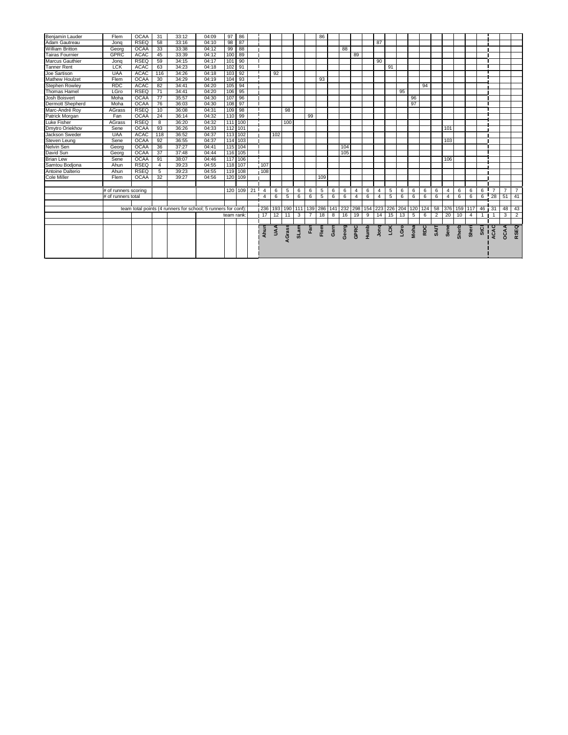| | | | | | | | | | Ahun | UAA | AGrass | SLam | Fan | Flem | Garn | Georg | GPRC | Humb | Jonq | LCK | LGro | Moha | RDC | SAIT | Sene | Sherb | Sheri | StCl | ACAC | OCAA | RSEQ |
|---|---|---|---|---|---|---|---|---|---|---|---|---|---|---|---|---|---|---|---|---|---|---|---|---|---|---|---|---|---|---|---|
| Benjamin Lauder | Flem | OCAA | 31 | 33:12 | 04:09 | 97 | 86 | | | | | | | 86 | | | | | | | | | | | | | | | | | |
| Adam Gautreau | Jonq | RSEQ | 58 | 33:16 | 04:10 | 98 | 87 | | | | | | | | | | | | 87 | | | | | | | | | | | | |
| William Britton | Georg | OCAA | 33 | 33:38 | 04:12 | 99 | 88 | | | | | | | | | 88 | | | | | | | | | | | | | | | |
| Tairas Fournier | GPRC | ACAC | 45 | 33:39 | 04:12 | 100 | 89 | | | | | | | | | | 89 | | | | | | | | | | | | | | |
| Marcus Gauthier | Jonq | RSEQ | 59 | 34:15 | 04:17 | 101 | 90 | | | | | | | | | | | | 90 | | | | | | | | | | | | |
| Tanner Rent | LCK | ACAC | 63 | 34:23 | 04:18 | 102 | 91 | | | | | | | | | | | | | 91 | | | | | | | | | | | |
| Joe Sartison | UAA | ACAC | 116 | 34:26 | 04:18 | 103 | 92 | | | 92 | | | | | | | | | | | | | | | | | | | | | |
| Mathew Houlzet | Flem | OCAA | 30 | 34:29 | 04:19 | 104 | 93 | | | | | | | 93 | | | | | | | | | | | | | | | | | |
| Stephen Rowley | RDC | ACAC | 82 | 34:41 | 04:20 | 105 | 94 | | | | | | | | | | | | | | | | 94 | | | | | | | | |
| Thomas Hamel | LGro | RSEQ | 71 | 34:41 | 04:20 | 106 | 95 | | | | | | | | | | | | | | 95 | | | | | | | | | | |
| Josh Boisvert | Moha | OCAA | 77 | 35:57 | 04:30 | 107 | 96 | | | | | | | | | | | | | | | 96 | | | | | | | | | |
| Dermott Shepherd | Moha | OCAA | 76 | 36:03 | 04:30 | 108 | 97 | | | | | | | | | | | | | | | 97 | | | | | | | | | |
| Marc-André Roy | AGrass | RSEQ | 10 | 36:08 | 04:31 | 109 | 98 | | | | 98 | | | | | | | | | | | | | | | | | | | | |
| Patrick Morgan | Fan | OCAA | 24 | 36:14 | 04:32 | 110 | 99 | | | | | | 99 | | | | | | | | | | | | | | | | | | |
| Luke Fisher | AGrass | RSEQ | 8 | 36:20 | 04:32 | 111 | 100 | | | | 100 | | | | | | | | | | | | | | | | | | | | |
| Dmytro Oriekhov | Sene | OCAA | 93 | 36:26 | 04:33 | 112 | 101 | | | | | | | | | | | | | | | | | | 101 | | | | | | |
| Jackson Sweder | UAA | ACAC | 118 | 36:52 | 04:37 | 113 | 102 | | | 102 | | | | | | | | | | | | | | | | | | | | | |
| Steven Leung | Sene | OCAA | 92 | 36:55 | 04:37 | 114 | 103 | | | | | | | | | | | | | | | | | | 103 | | | | | | |
| Nelvin Sen | Georg | OCAA | 36 | 37:27 | 04:41 | 115 | 104 | | | | | | | | | 104 | | | | | | | | | | | | | | | |
| David Sun | Georg | OCAA | 37 | 37:48 | 04:44 | 116 | 105 | | | | | | | | | 105 | | | | | | | | | | | | | | | |
| Brian Lew | Sene | OCAA | 91 | 38:07 | 04:46 | 117 | 106 | | | | | | | | | | | | | | | | | | 106 | | | | | | |
| Samtou Bodjona | Ahun | RSEQ | 4 | 39:23 | 04:55 | 118 | 107 | | 107 | | | | | | | | | | | | | | | | | | | | | | |
| Antoine Dalterio | Ahun | RSEQ | 5 | 39:23 | 04:55 | 119 | 108 | | 108 | | | | | | | | | | | | | | | | | | | | | | |
| Cole Miller | Flem | OCAA | 32 | 39:27 | 04:56 | 120 | 109 | | | | | | | 109 | | | | | | | | | | | | | | | | | |
| | # of runners scoring | | | | | 120 | 109 | 21 | 4 | 6 | 5 | 6 | 6 | 5 | 6 | 6 | 4 | 6 | 4 | 5 | 6 | 6 | 6 | 6 | 4 | 6 | 6 | 6 | 7 | 7 | 7 |
| | # of runners total | | | | | | | | 4 | 6 | 5 | 6 | 6 | 5 | 6 | 6 | 4 | 6 | 4 | 5 | 6 | 6 | 6 | 6 | 4 | 6 | 6 | 6 | 28 | 51 | 41 |
| | | | | team total points (4 runners for school; 5 runners for conf): | | | | | 236 | 193 | 190 | 111 | 139 | 286 | 141 | 232 | 298 | 154 | 223 | 226 | 204 | 120 | 124 | 58 | 376 | 159 | 117 | 46 | 31 | 48 | 43 |
| | | | | | | team rank: | | | 17 | 12 | 11 | 3 | 7 | 18 | 8 | 16 | 19 | 9 | 14 | 15 | 13 | 5 | 6 | 2 | 20 | 10 | 4 | 1 | 1 | 3 | 2 |